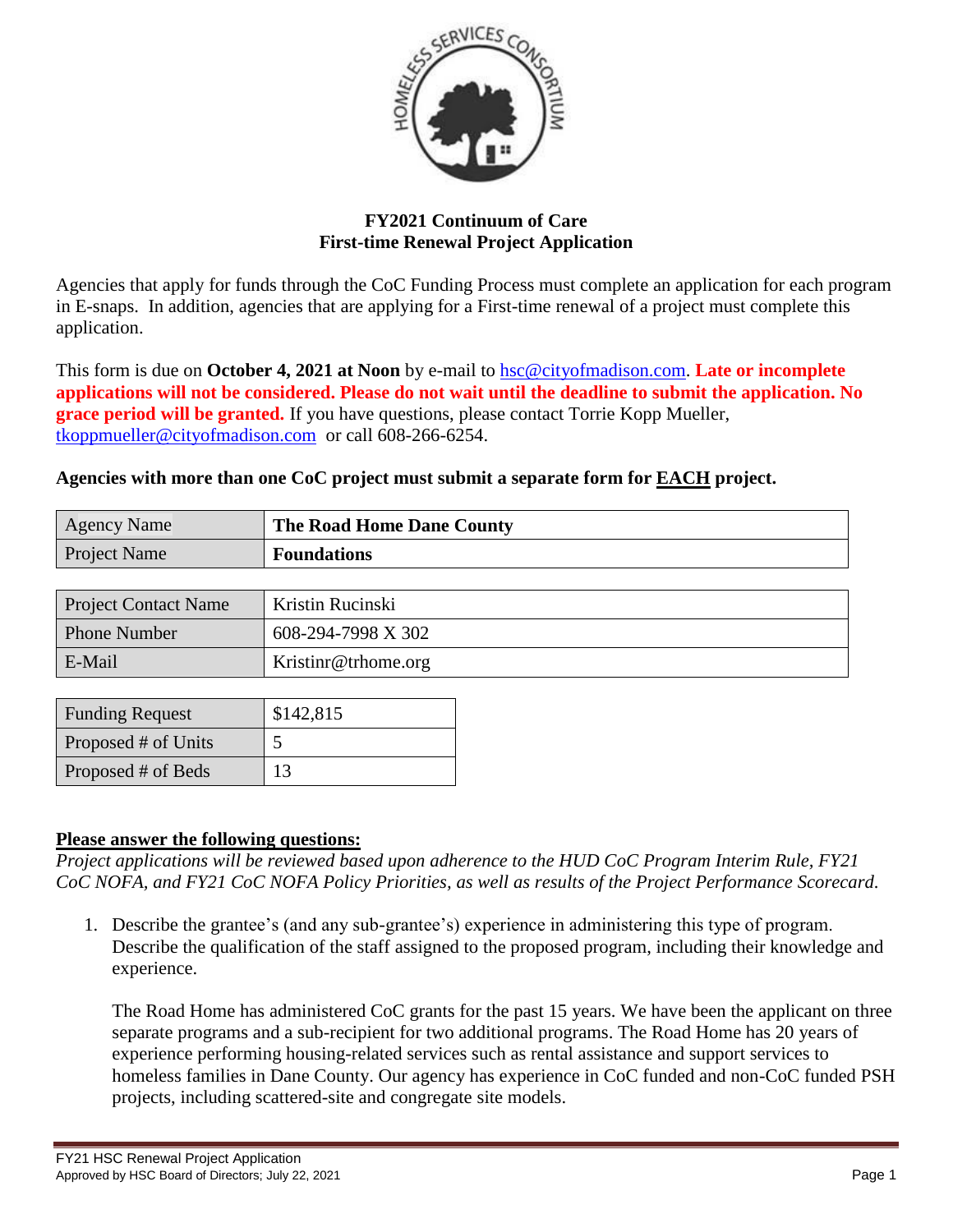**FY2021 Continuum of Care**
**First-time Renewal Project Application**

Agencies that apply for funds through the CoC Funding Process must complete an application for each program in E-snaps. In addition, agencies that are applying for a First-time renewal of a project must complete this application.

This form is due on **October 4, 2021 at Noon** by e-mail to hsc@cityofmadison.com. **Late or incomplete applications will not be considered. Please do not wait until the deadline to submit the application. No grace period will be granted.** If you have questions, please contact Torrie Kopp Mueller, tkoppmueller@cityofmadison.com or call 608-266-6254.

**Agencies with more than one CoC project must submit a separate form for EACH project.**

| Agency Name | **The Road Home Dane County** |
|---|---|
| Project Name | **Foundations** |

| Project Contact Name | Kristin Rucinski |
|---|---|
| Phone Number | 608-294-7998 X 302 |
| E-Mail | Kristinr@trhome.org |

| Funding Request | $142,815 |
|---|---|
| Proposed # of Units | 5 |
| Proposed # of Beds | 13 |

**Please answer the following questions:**

*Project applications will be reviewed based upon adherence to the HUD CoC Program Interim Rule, FY21 CoC NOFA, and FY21 CoC NOFA Policy Priorities, as well as results of the Project Performance Scorecard.*

1. Describe the grantee's (and any sub-grantee's) experience in administering this type of program. Describe the qualification of the staff assigned to the proposed program, including their knowledge and experience.

   The Road Home has administered CoC grants for the past 15 years. We have been the applicant on three separate programs and a sub-recipient for two additional programs. The Road Home has 20 years of experience performing housing-related services such as rental assistance and support services to homeless families in Dane County. Our agency has experience in CoC funded and non-CoC funded PSH projects, including scattered-site and congregate site models.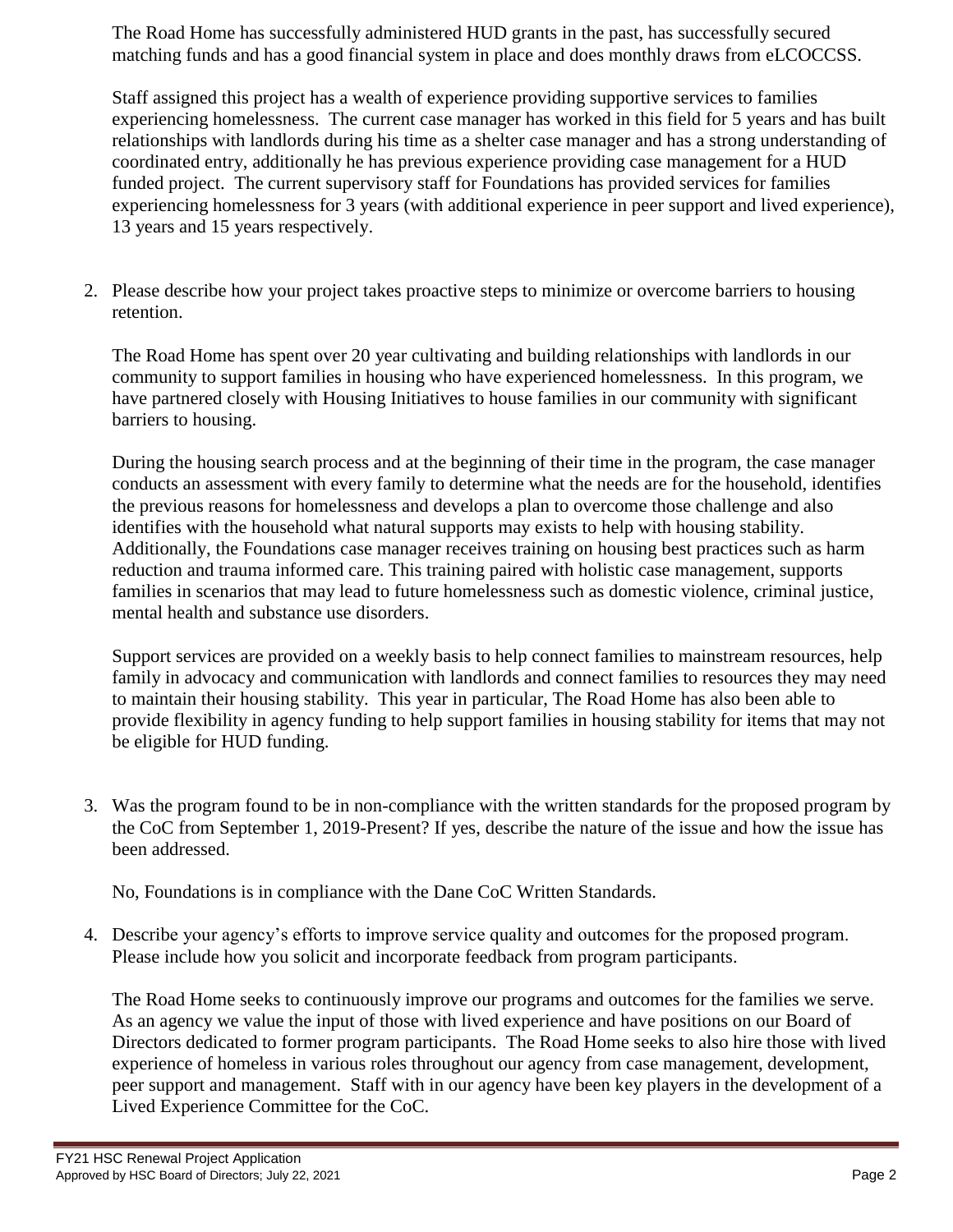The Road Home has successfully administered HUD grants in the past, has successfully secured matching funds and has a good financial system in place and does monthly draws from eLCOCCSS.

Staff assigned this project has a wealth of experience providing supportive services to families experiencing homelessness. The current case manager has worked in this field for 5 years and has built relationships with landlords during his time as a shelter case manager and has a strong understanding of coordinated entry, additionally he has previous experience providing case management for a HUD funded project. The current supervisory staff for Foundations has provided services for families experiencing homelessness for 3 years (with additional experience in peer support and lived experience), 13 years and 15 years respectively.

2. Please describe how your project takes proactive steps to minimize or overcome barriers to housing retention.

   The Road Home has spent over 20 year cultivating and building relationships with landlords in our community to support families in housing who have experienced homelessness. In this program, we have partnered closely with Housing Initiatives to house families in our community with significant barriers to housing.

   During the housing search process and at the beginning of their time in the program, the case manager conducts an assessment with every family to determine what the needs are for the household, identifies the previous reasons for homelessness and develops a plan to overcome those challenge and also identifies with the household what natural supports may exists to help with housing stability. Additionally, the Foundations case manager receives training on housing best practices such as harm reduction and trauma informed care. This training paired with holistic case management, supports families in scenarios that may lead to future homelessness such as domestic violence, criminal justice, mental health and substance use disorders.

   Support services are provided on a weekly basis to help connect families to mainstream resources, help family in advocacy and communication with landlords and connect families to resources they may need to maintain their housing stability. This year in particular, The Road Home has also been able to provide flexibility in agency funding to help support families in housing stability for items that may not be eligible for HUD funding.

3. Was the program found to be in non-compliance with the written standards for the proposed program by the CoC from September 1, 2019-Present? If yes, describe the nature of the issue and how the issue has been addressed.

   No, Foundations is in compliance with the Dane CoC Written Standards.

4. Describe your agency's efforts to improve service quality and outcomes for the proposed program. Please include how you solicit and incorporate feedback from program participants.

   The Road Home seeks to continuously improve our programs and outcomes for the families we serve. As an agency we value the input of those with lived experience and have positions on our Board of Directors dedicated to former program participants. The Road Home seeks to also hire those with lived experience of homeless in various roles throughout our agency from case management, development, peer support and management. Staff with in our agency have been key players in the development of a Lived Experience Committee for the CoC.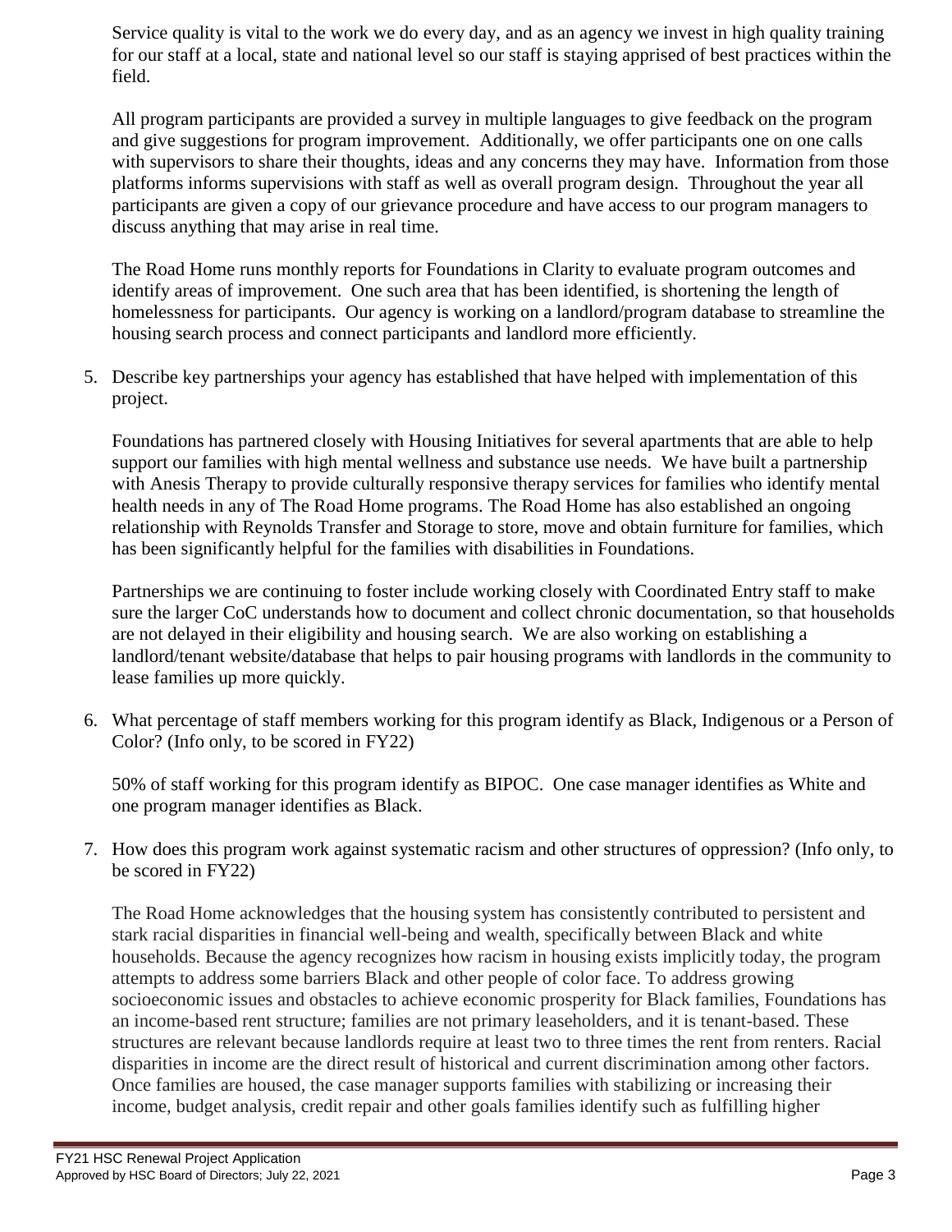Service quality is vital to the work we do every day, and as an agency we invest in high quality training for our staff at a local, state and national level so our staff is staying apprised of best practices within the field.

All program participants are provided a survey in multiple languages to give feedback on the program and give suggestions for program improvement. Additionally, we offer participants one on one calls with supervisors to share their thoughts, ideas and any concerns they may have. Information from those platforms informs supervisions with staff as well as overall program design. Throughout the year all participants are given a copy of our grievance procedure and have access to our program managers to discuss anything that may arise in real time.

The Road Home runs monthly reports for Foundations in Clarity to evaluate program outcomes and identify areas of improvement. One such area that has been identified, is shortening the length of homelessness for participants. Our agency is working on a landlord/program database to streamline the housing search process and connect participants and landlord more efficiently.

5. Describe key partnerships your agency has established that have helped with implementation of this project.

   Foundations has partnered closely with Housing Initiatives for several apartments that are able to help support our families with high mental wellness and substance use needs. We have built a partnership with Anesis Therapy to provide culturally responsive therapy services for families who identify mental health needs in any of The Road Home programs. The Road Home has also established an ongoing relationship with Reynolds Transfer and Storage to store, move and obtain furniture for families, which has been significantly helpful for the families with disabilities in Foundations.

   Partnerships we are continuing to foster include working closely with Coordinated Entry staff to make sure the larger CoC understands how to document and collect chronic documentation, so that households are not delayed in their eligibility and housing search. We are also working on establishing a landlord/tenant website/database that helps to pair housing programs with landlords in the community to lease families up more quickly.

6. What percentage of staff members working for this program identify as Black, Indigenous or a Person of Color? (Info only, to be scored in FY22)

   50% of staff working for this program identify as BIPOC. One case manager identifies as White and one program manager identifies as Black.

7. How does this program work against systematic racism and other structures of oppression? (Info only, to be scored in FY22)

   The Road Home acknowledges that the housing system has consistently contributed to persistent and stark racial disparities in financial well-being and wealth, specifically between Black and white households. Because the agency recognizes how racism in housing exists implicitly today, the program attempts to address some barriers Black and other people of color face. To address growing socioeconomic issues and obstacles to achieve economic prosperity for Black families, Foundations has an income-based rent structure; families are not primary leaseholders, and it is tenant-based. These structures are relevant because landlords require at least two to three times the rent from renters. Racial disparities in income are the direct result of historical and current discrimination among other factors. Once families are housed, the case manager supports families with stabilizing or increasing their income, budget analysis, credit repair and other goals families identify such as fulfilling higher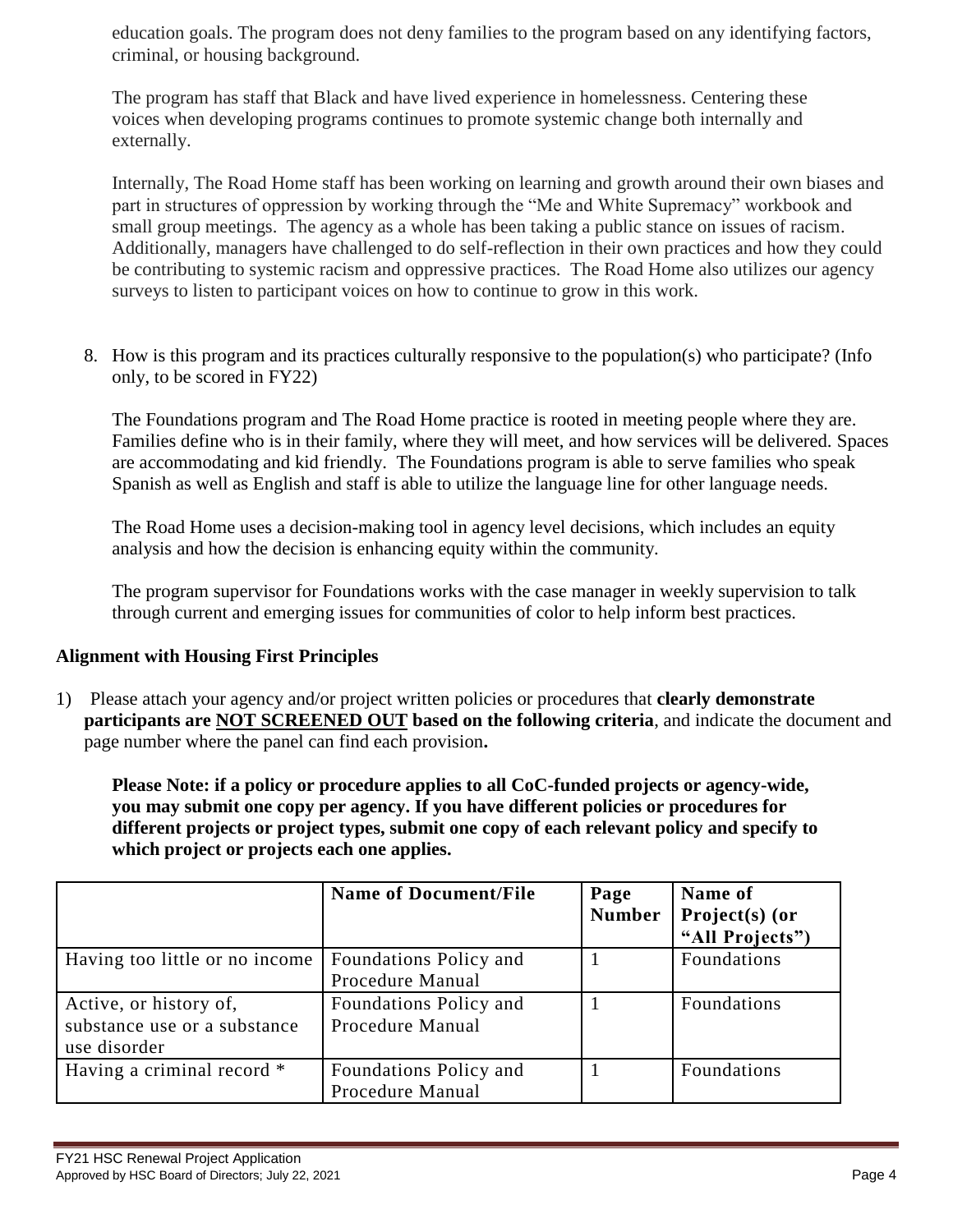education goals. The program does not deny families to the program based on any identifying factors, criminal, or housing background.

The program has staff that Black and have lived experience in homelessness. Centering these voices when developing programs continues to promote systemic change both internally and externally.

Internally, The Road Home staff has been working on learning and growth around their own biases and part in structures of oppression by working through the "Me and White Supremacy" workbook and small group meetings. The agency as a whole has been taking a public stance on issues of racism. Additionally, managers have challenged to do self-reflection in their own practices and how they could be contributing to systemic racism and oppressive practices. The Road Home also utilizes our agency surveys to listen to participant voices on how to continue to grow in this work.

8. How is this program and its practices culturally responsive to the population(s) who participate? (Info only, to be scored in FY22)

   The Foundations program and The Road Home practice is rooted in meeting people where they are. Families define who is in their family, where they will meet, and how services will be delivered. Spaces are accommodating and kid friendly. The Foundations program is able to serve families who speak Spanish as well as English and staff is able to utilize the language line for other language needs.

   The Road Home uses a decision-making tool in agency level decisions, which includes an equity analysis and how the decision is enhancing equity within the community.

   The program supervisor for Foundations works with the case manager in weekly supervision to talk through current and emerging issues for communities of color to help inform best practices.

**Alignment with Housing First Principles**

1) Please attach your agency and/or project written policies or procedures that **clearly demonstrate participants are NOT SCREENED OUT based on the following criteria**, and indicate the document and page number where the panel can find each provision**.**

   **Please Note: if a policy or procedure applies to all CoC-funded projects or agency-wide, you may submit one copy per agency. If you have different policies or procedures for different projects or project types, submit one copy of each relevant policy and specify to which project or projects each one applies.**

| | Name of Document/File | Page Number | Name of Project(s) (or "All Projects") |
|---|---|---|---|
| Having too little or no income | Foundations Policy and Procedure Manual | 1 | Foundations |
| Active, or history of, substance use or a substance use disorder | Foundations Policy and Procedure Manual | 1 | Foundations |
| Having a criminal record * | Foundations Policy and Procedure Manual | 1 | Foundations |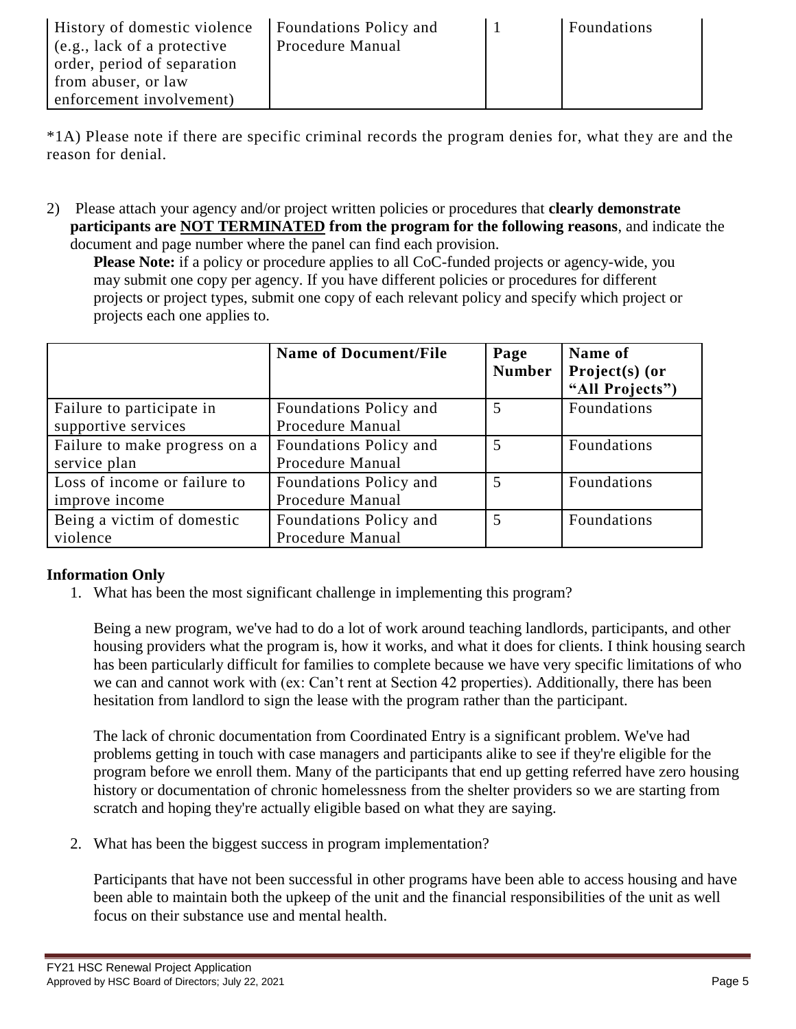| History of domestic violence (e.g., lack of a protective order, period of separation from abuser, or law enforcement involvement) | Foundations Policy and Procedure Manual | 1 | Foundations |
|---|---|---|---|

*1A) Please note if there are specific criminal records the program denies for, what they are and the reason for denial.

2) Please attach your agency and/or project written policies or procedures that **clearly demonstrate participants are NOT TERMINATED from the program for the following reasons**, and indicate the document and page number where the panel can find each provision.

   **Please Note:** if a policy or procedure applies to all CoC-funded projects or agency-wide, you may submit one copy per agency. If you have different policies or procedures for different projects or project types, submit one copy of each relevant policy and specify which project or projects each one applies to.

| | Name of Document/File | Page Number | Name of Project(s) (or "All Projects") |
|---|---|---|---|
| Failure to participate in supportive services | Foundations Policy and Procedure Manual | 5 | Foundations |
| Failure to make progress on a service plan | Foundations Policy and Procedure Manual | 5 | Foundations |
| Loss of income or failure to improve income | Foundations Policy and Procedure Manual | 5 | Foundations |
| Being a victim of domestic violence | Foundations Policy and Procedure Manual | 5 | Foundations |

**Information Only**

1. What has been the most significant challenge in implementing this program?

   Being a new program, we've had to do a lot of work around teaching landlords, participants, and other housing providers what the program is, how it works, and what it does for clients. I think housing search has been particularly difficult for families to complete because we have very specific limitations of who we can and cannot work with (ex: Can't rent at Section 42 properties). Additionally, there has been hesitation from landlord to sign the lease with the program rather than the participant.

   The lack of chronic documentation from Coordinated Entry is a significant problem. We've had problems getting in touch with case managers and participants alike to see if they're eligible for the program before we enroll them. Many of the participants that end up getting referred have zero housing history or documentation of chronic homelessness from the shelter providers so we are starting from scratch and hoping they're actually eligible based on what they are saying.

2. What has been the biggest success in program implementation?

   Participants that have not been successful in other programs have been able to access housing and have been able to maintain both the upkeep of the unit and the financial responsibilities of the unit as well focus on their substance use and mental health.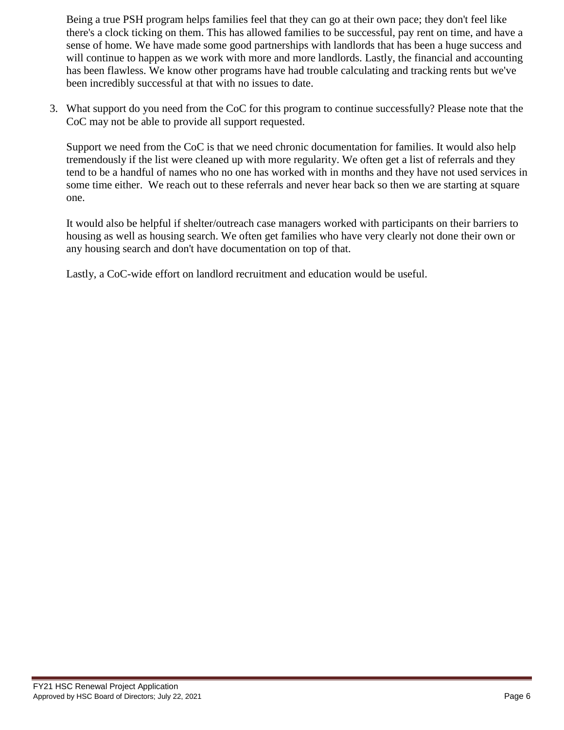Being a true PSH program helps families feel that they can go at their own pace; they don't feel like there's a clock ticking on them. This has allowed families to be successful, pay rent on time, and have a sense of home. We have made some good partnerships with landlords that has been a huge success and will continue to happen as we work with more and more landlords. Lastly, the financial and accounting has been flawless. We know other programs have had trouble calculating and tracking rents but we've been incredibly successful at that with no issues to date.

3. What support do you need from the CoC for this program to continue successfully? Please note that the CoC may not be able to provide all support requested.

   Support we need from the CoC is that we need chronic documentation for families. It would also help tremendously if the list were cleaned up with more regularity. We often get a list of referrals and they tend to be a handful of names who no one has worked with in months and they have not used services in some time either. We reach out to these referrals and never hear back so then we are starting at square one.

   It would also be helpful if shelter/outreach case managers worked with participants on their barriers to housing as well as housing search. We often get families who have very clearly not done their own or any housing search and don't have documentation on top of that.

   Lastly, a CoC-wide effort on landlord recruitment and education would be useful.